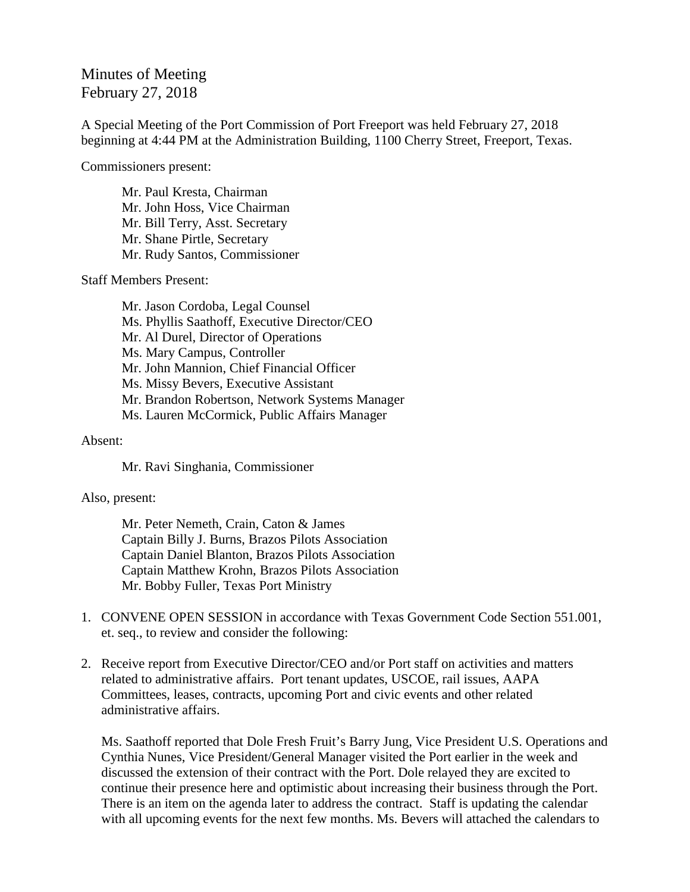Minutes of Meeting
February 27, 2018

A Special Meeting of the Port Commission of Port Freeport was held February 27, 2018 beginning at 4:44 PM at the Administration Building, 1100 Cherry Street, Freeport, Texas.

Commissioners present:

> Mr. Paul Kresta, Chairman
> Mr. John Hoss, Vice Chairman
> Mr. Bill Terry, Asst. Secretary
> Mr. Shane Pirtle, Secretary
> Mr. Rudy Santos, Commissioner

Staff Members Present:

> Mr. Jason Cordoba, Legal Counsel
> Ms. Phyllis Saathoff, Executive Director/CEO
> Mr. Al Durel, Director of Operations
> Ms. Mary Campus, Controller
> Mr. John Mannion, Chief Financial Officer
> Ms. Missy Bevers, Executive Assistant
> Mr. Brandon Robertson, Network Systems Manager
> Ms. Lauren McCormick, Public Affairs Manager

Absent:

> Mr. Ravi Singhania, Commissioner

Also, present:

> Mr. Peter Nemeth, Crain, Caton & James
> Captain Billy J. Burns, Brazos Pilots Association
> Captain Daniel Blanton, Brazos Pilots Association
> Captain Matthew Krohn, Brazos Pilots Association
> Mr. Bobby Fuller, Texas Port Ministry

1. CONVENE OPEN SESSION in accordance with Texas Government Code Section 551.001, et. seq., to review and consider the following:

2. Receive report from Executive Director/CEO and/or Port staff on activities and matters related to administrative affairs. Port tenant updates, USCOE, rail issues, AAPA Committees, leases, contracts, upcoming Port and civic events and other related administrative affairs.

   Ms. Saathoff reported that Dole Fresh Fruit's Barry Jung, Vice President U.S. Operations and Cynthia Nunes, Vice President/General Manager visited the Port earlier in the week and discussed the extension of their contract with the Port. Dole relayed they are excited to continue their presence here and optimistic about increasing their business through the Port. There is an item on the agenda later to address the contract. Staff is updating the calendar with all upcoming events for the next few months. Ms. Bevers will attached the calendars to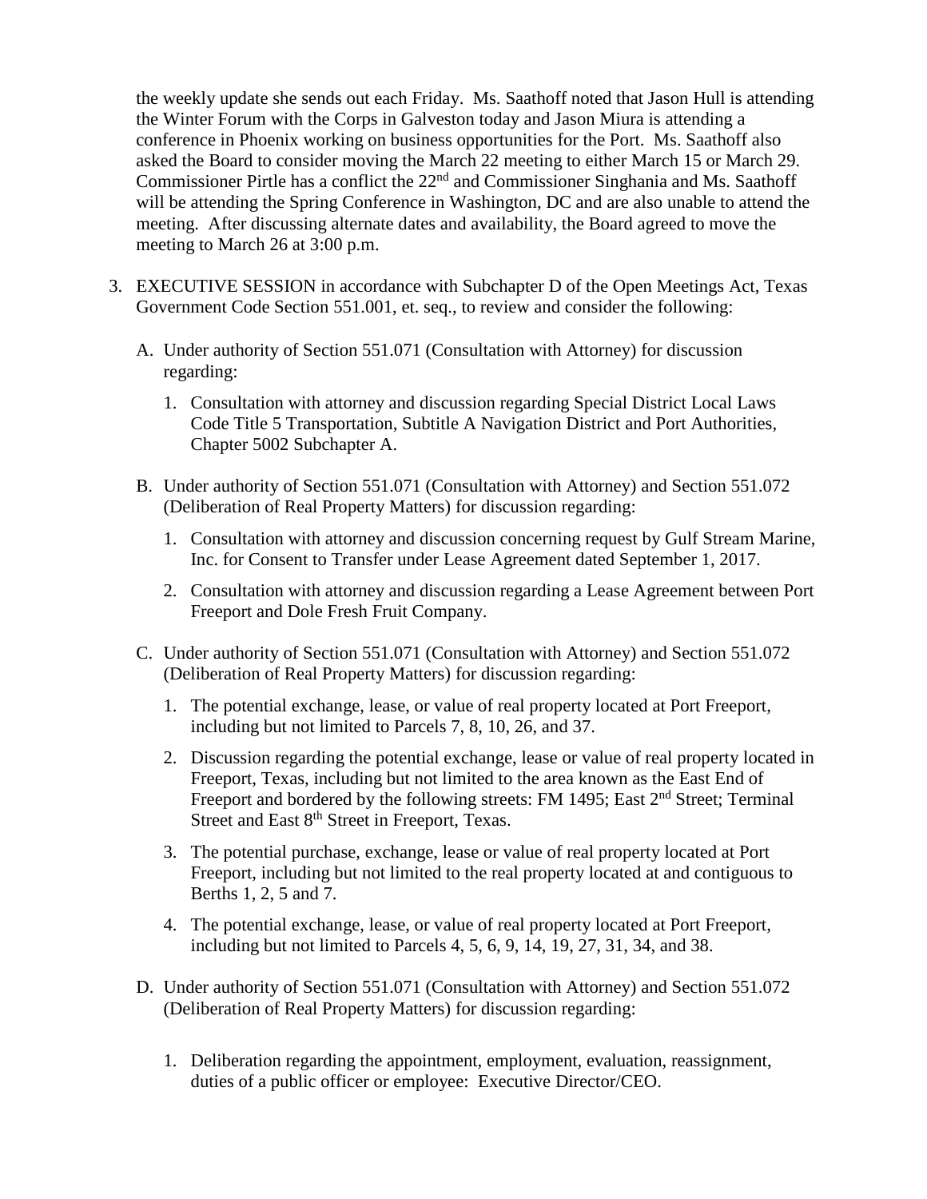the weekly update she sends out each Friday. Ms. Saathoff noted that Jason Hull is attending the Winter Forum with the Corps in Galveston today and Jason Miura is attending a conference in Phoenix working on business opportunities for the Port. Ms. Saathoff also asked the Board to consider moving the March 22 meeting to either March 15 or March 29. Commissioner Pirtle has a conflict the 22nd and Commissioner Singhania and Ms. Saathoff will be attending the Spring Conference in Washington, DC and are also unable to attend the meeting. After discussing alternate dates and availability, the Board agreed to move the meeting to March 26 at 3:00 p.m.

3. EXECUTIVE SESSION in accordance with Subchapter D of the Open Meetings Act, Texas Government Code Section 551.001, et. seq., to review and consider the following:

   A. Under authority of Section 551.071 (Consultation with Attorney) for discussion regarding:

      1. Consultation with attorney and discussion regarding Special District Local Laws Code Title 5 Transportation, Subtitle A Navigation District and Port Authorities, Chapter 5002 Subchapter A.

   B. Under authority of Section 551.071 (Consultation with Attorney) and Section 551.072 (Deliberation of Real Property Matters) for discussion regarding:

      1. Consultation with attorney and discussion concerning request by Gulf Stream Marine, Inc. for Consent to Transfer under Lease Agreement dated September 1, 2017.

      2. Consultation with attorney and discussion regarding a Lease Agreement between Port Freeport and Dole Fresh Fruit Company.

   C. Under authority of Section 551.071 (Consultation with Attorney) and Section 551.072 (Deliberation of Real Property Matters) for discussion regarding:

      1. The potential exchange, lease, or value of real property located at Port Freeport, including but not limited to Parcels 7, 8, 10, 26, and 37.

      2. Discussion regarding the potential exchange, lease or value of real property located in Freeport, Texas, including but not limited to the area known as the East End of Freeport and bordered by the following streets: FM 1495; East 2nd Street; Terminal Street and East 8th Street in Freeport, Texas.

      3. The potential purchase, exchange, lease or value of real property located at Port Freeport, including but not limited to the real property located at and contiguous to Berths 1, 2, 5 and 7.

      4. The potential exchange, lease, or value of real property located at Port Freeport, including but not limited to Parcels 4, 5, 6, 9, 14, 19, 27, 31, 34, and 38.

   D. Under authority of Section 551.071 (Consultation with Attorney) and Section 551.072 (Deliberation of Real Property Matters) for discussion regarding:

      1. Deliberation regarding the appointment, employment, evaluation, reassignment, duties of a public officer or employee: Executive Director/CEO.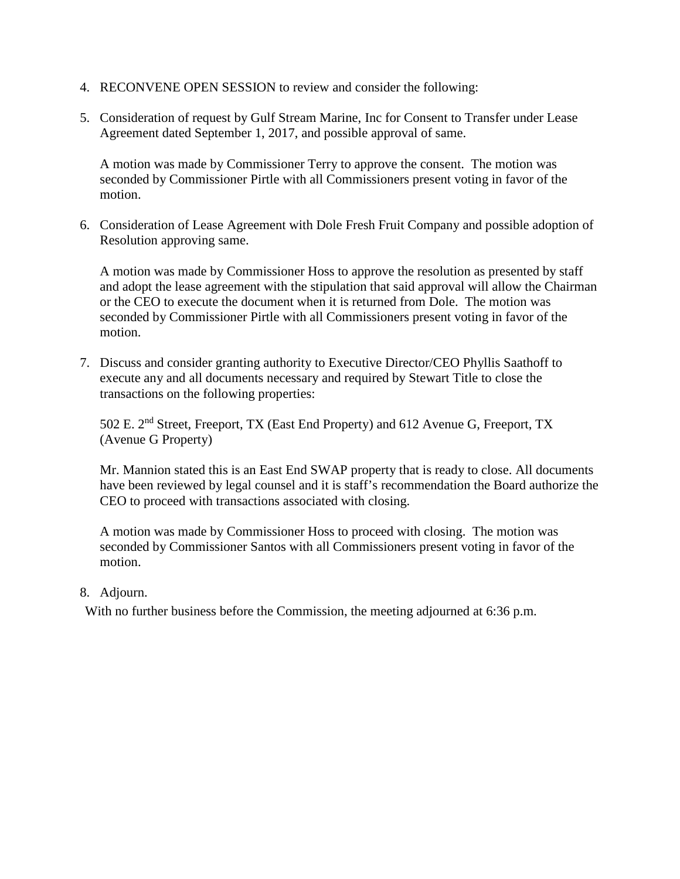4. RECONVENE OPEN SESSION to review and consider the following:

5. Consideration of request by Gulf Stream Marine, Inc for Consent to Transfer under Lease Agreement dated September 1, 2017, and possible approval of same.

   A motion was made by Commissioner Terry to approve the consent. The motion was seconded by Commissioner Pirtle with all Commissioners present voting in favor of the motion.

6. Consideration of Lease Agreement with Dole Fresh Fruit Company and possible adoption of Resolution approving same.

   A motion was made by Commissioner Hoss to approve the resolution as presented by staff and adopt the lease agreement with the stipulation that said approval will allow the Chairman or the CEO to execute the document when it is returned from Dole. The motion was seconded by Commissioner Pirtle with all Commissioners present voting in favor of the motion.

7. Discuss and consider granting authority to Executive Director/CEO Phyllis Saathoff to execute any and all documents necessary and required by Stewart Title to close the transactions on the following properties:

   502 E. 2nd Street, Freeport, TX (East End Property) and 612 Avenue G, Freeport, TX (Avenue G Property)

   Mr. Mannion stated this is an East End SWAP property that is ready to close. All documents have been reviewed by legal counsel and it is staff's recommendation the Board authorize the CEO to proceed with transactions associated with closing.

   A motion was made by Commissioner Hoss to proceed with closing. The motion was seconded by Commissioner Santos with all Commissioners present voting in favor of the motion.

8. Adjourn.

With no further business before the Commission, the meeting adjourned at 6:36 p.m.